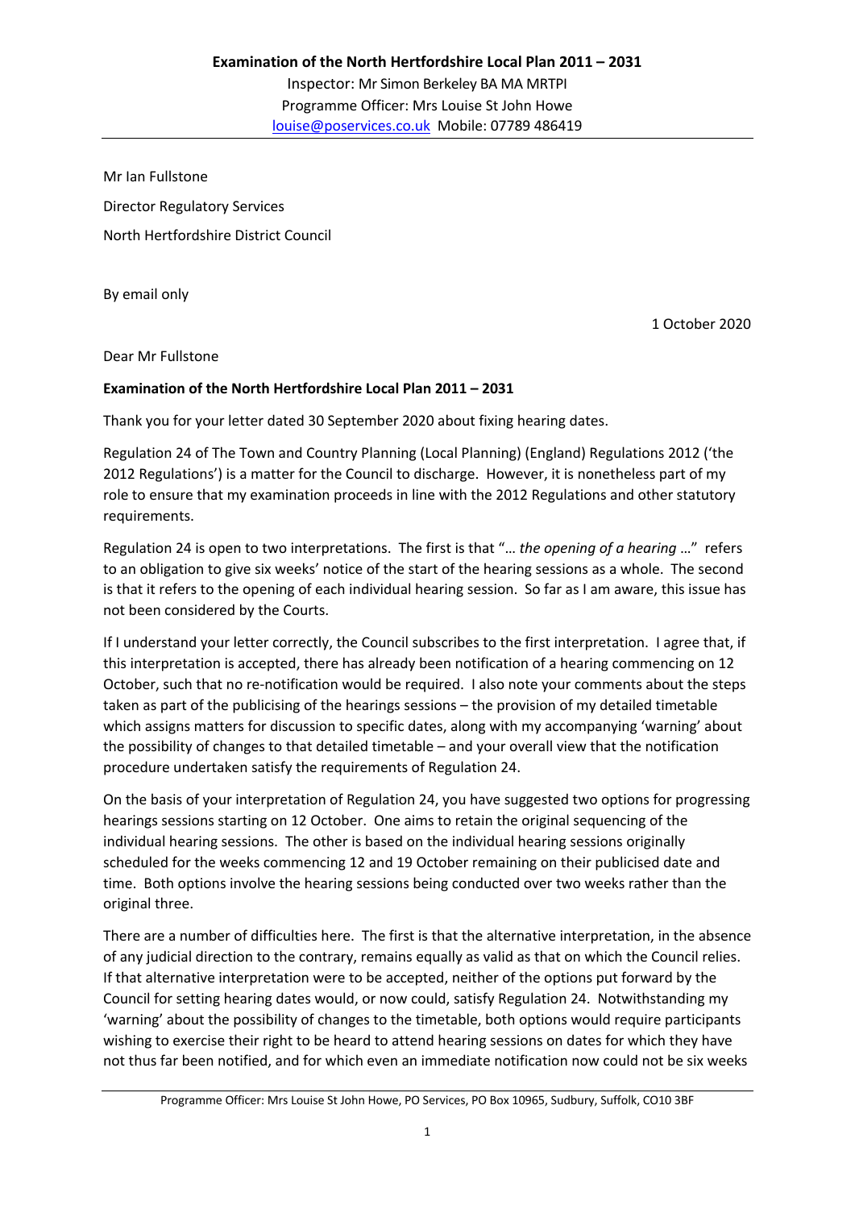**Examination of the North Hertfordshire Local Plan 2011 – 2031**

Inspector: Mr Simon Berkeley BA MA MRTPI

Programme Officer: Mrs Louise St John Howe

louise@poservices.co.uk Mobile: 07789 486419

Mr Ian Fullstone

Director Regulatory Services

North Hertfordshire District Council

By email only

1 October 2020

Dear Mr Fullstone

**Examination of the North Hertfordshire Local Plan 2011 – 2031**

Thank you for your letter dated 30 September 2020 about fixing hearing dates.

Regulation 24 of The Town and Country Planning (Local Planning) (England) Regulations 2012 ('the 2012 Regulations') is a matter for the Council to discharge. However, it is nonetheless part of my role to ensure that my examination proceeds in line with the 2012 Regulations and other statutory requirements.

Regulation 24 is open to two interpretations. The first is that "… *the opening of a hearing* …" refers to an obligation to give six weeks' notice of the start of the hearing sessions as a whole. The second is that it refers to the opening of each individual hearing session. So far as I am aware, this issue has not been considered by the Courts.

If I understand your letter correctly, the Council subscribes to the first interpretation. I agree that, if this interpretation is accepted, there has already been notification of a hearing commencing on 12 October, such that no re-notification would be required. I also note your comments about the steps taken as part of the publicising of the hearings sessions – the provision of my detailed timetable which assigns matters for discussion to specific dates, along with my accompanying 'warning' about the possibility of changes to that detailed timetable – and your overall view that the notification procedure undertaken satisfy the requirements of Regulation 24.

On the basis of your interpretation of Regulation 24, you have suggested two options for progressing hearings sessions starting on 12 October. One aims to retain the original sequencing of the individual hearing sessions. The other is based on the individual hearing sessions originally scheduled for the weeks commencing 12 and 19 October remaining on their publicised date and time. Both options involve the hearing sessions being conducted over two weeks rather than the original three.

There are a number of difficulties here. The first is that the alternative interpretation, in the absence of any judicial direction to the contrary, remains equally as valid as that on which the Council relies. If that alternative interpretation were to be accepted, neither of the options put forward by the Council for setting hearing dates would, or now could, satisfy Regulation 24. Notwithstanding my 'warning' about the possibility of changes to the timetable, both options would require participants wishing to exercise their right to be heard to attend hearing sessions on dates for which they have not thus far been notified, and for which even an immediate notification now could not be six weeks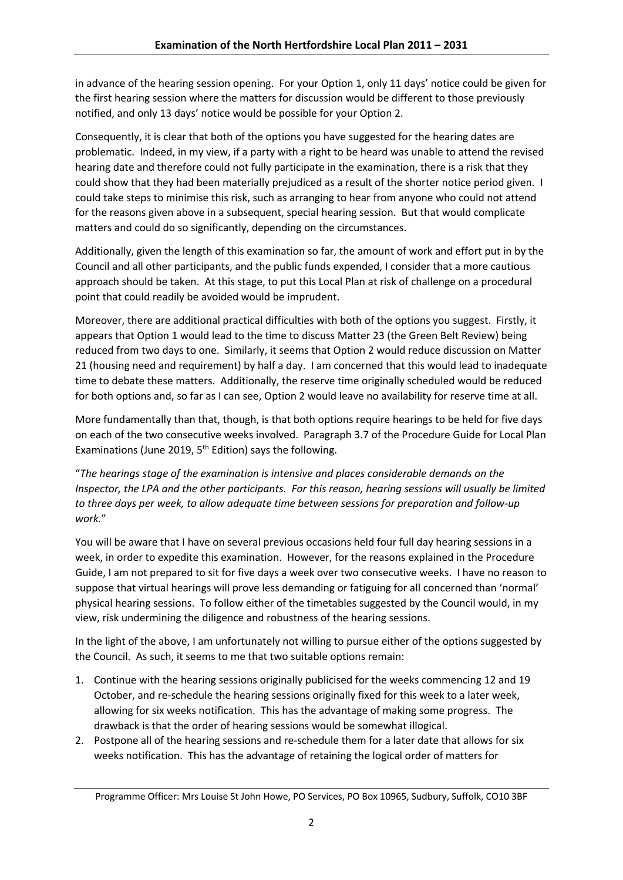in advance of the hearing session opening. For your Option 1, only 11 days' notice could be given for the first hearing session where the matters for discussion would be different to those previously notified, and only 13 days' notice would be possible for your Option 2.

Consequently, it is clear that both of the options you have suggested for the hearing dates are problematic. Indeed, in my view, if a party with a right to be heard was unable to attend the revised hearing date and therefore could not fully participate in the examination, there is a risk that they could show that they had been materially prejudiced as a result of the shorter notice period given. I could take steps to minimise this risk, such as arranging to hear from anyone who could not attend for the reasons given above in a subsequent, special hearing session. But that would complicate matters and could do so significantly, depending on the circumstances.

Additionally, given the length of this examination so far, the amount of work and effort put in by the Council and all other participants, and the public funds expended, I consider that a more cautious approach should be taken. At this stage, to put this Local Plan at risk of challenge on a procedural point that could readily be avoided would be imprudent.

Moreover, there are additional practical difficulties with both of the options you suggest. Firstly, it appears that Option 1 would lead to the time to discuss Matter 23 (the Green Belt Review) being reduced from two days to one. Similarly, it seems that Option 2 would reduce discussion on Matter 21 (housing need and requirement) by half a day. I am concerned that this would lead to inadequate time to debate these matters. Additionally, the reserve time originally scheduled would be reduced for both options and, so far as I can see, Option 2 would leave no availability for reserve time at all.

More fundamentally than that, though, is that both options require hearings to be held for five days on each of the two consecutive weeks involved. Paragraph 3.7 of the Procedure Guide for Local Plan Examinations (June 2019, 5th Edition) says the following.

"*The hearings stage of the examination is intensive and places considerable demands on the Inspector, the LPA and the other participants. For this reason, hearing sessions will usually be limited to three days per week, to allow adequate time between sessions for preparation and follow-up work.*"

You will be aware that I have on several previous occasions held four full day hearing sessions in a week, in order to expedite this examination. However, for the reasons explained in the Procedure Guide, I am not prepared to sit for five days a week over two consecutive weeks. I have no reason to suppose that virtual hearings will prove less demanding or fatiguing for all concerned than 'normal' physical hearing sessions. To follow either of the timetables suggested by the Council would, in my view, risk undermining the diligence and robustness of the hearing sessions.

In the light of the above, I am unfortunately not willing to pursue either of the options suggested by the Council. As such, it seems to me that two suitable options remain:

1. Continue with the hearing sessions originally publicised for the weeks commencing 12 and 19 October, and re-schedule the hearing sessions originally fixed for this week to a later week, allowing for six weeks notification. This has the advantage of making some progress. The drawback is that the order of hearing sessions would be somewhat illogical.
2. Postpone all of the hearing sessions and re-schedule them for a later date that allows for six weeks notification. This has the advantage of retaining the logical order of matters for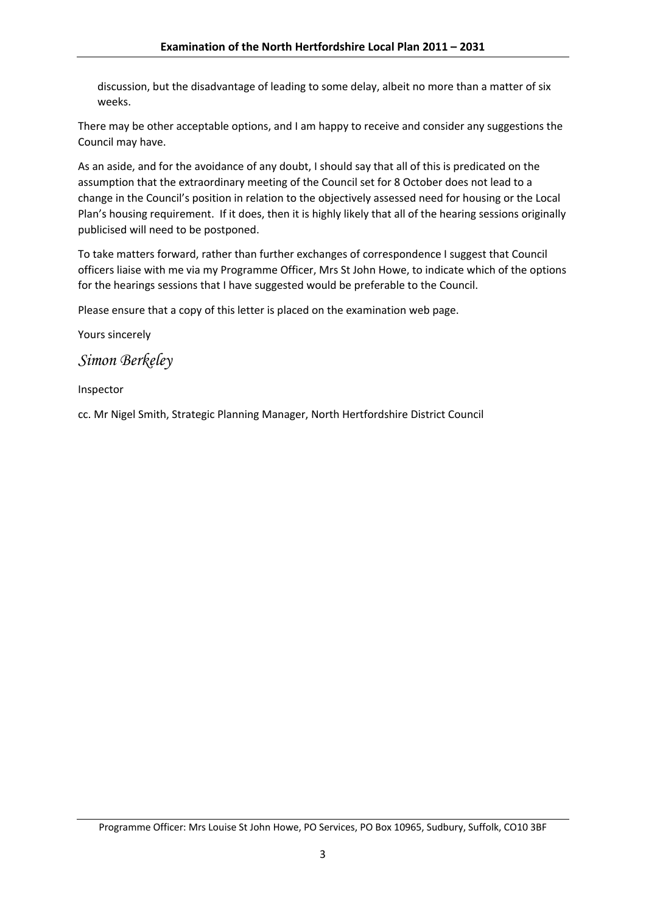discussion, but the disadvantage of leading to some delay, albeit no more than a matter of six weeks.

There may be other acceptable options, and I am happy to receive and consider any suggestions the Council may have.

As an aside, and for the avoidance of any doubt, I should say that all of this is predicated on the assumption that the extraordinary meeting of the Council set for 8 October does not lead to a change in the Council's position in relation to the objectively assessed need for housing or the Local Plan's housing requirement. If it does, then it is highly likely that all of the hearing sessions originally publicised will need to be postponed.

To take matters forward, rather than further exchanges of correspondence I suggest that Council officers liaise with me via my Programme Officer, Mrs St John Howe, to indicate which of the options for the hearings sessions that I have suggested would be preferable to the Council.

Please ensure that a copy of this letter is placed on the examination web page.

Yours sincerely

*Simon Berkeley*

Inspector

cc. Mr Nigel Smith, Strategic Planning Manager, North Hertfordshire District Council